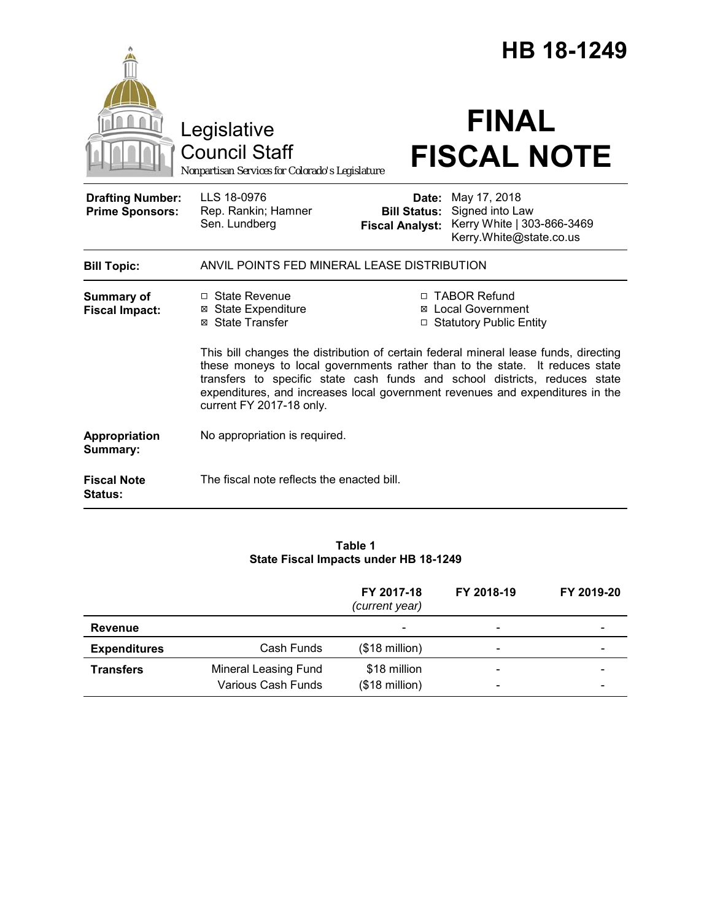# HB 18-1249

Legislative Council Staff

*Nonpartisan Services for Colorado's Legislature*

# FINAL FISCAL NOTE

| | | | |
|---|---|---|---|
| **Drafting Number:** | LLS 18-0976 | **Date:** | May 17, 2018 |
| **Prime Sponsors:** | Rep. Rankin; Hamner<br>Sen. Lundberg | **Bill Status:** | Signed into Law |
| | | **Fiscal Analyst:** | Kerry White \| 303-866-3469<br>Kerry.White@state.co.us |

| | |
|---|---|
| **Bill Topic:** | ANVIL POINTS FED MINERAL LEASE DISTRIBUTION |

**Summary of Fiscal Impact:**

☐ State Revenue
☒ State Expenditure
☒ State Transfer
☐ TABOR Refund
☒ Local Government
☐ Statutory Public Entity

This bill changes the distribution of certain federal mineral lease funds, directing these moneys to local governments rather than to the state. It reduces state transfers to specific state cash funds and school districts, reduces state expenditures, and increases local government revenues and expenditures in the current FY 2017-18 only.

**Appropriation Summary:** No appropriation is required.

**Fiscal Note Status:** The fiscal note reflects the enacted bill.

**Table 1**
**State Fiscal Impacts under HB 18-1249**

| | | FY 2017-18 *(current year)* | FY 2018-19 | FY 2019-20 |
|---|---|---|---|---|
| **Revenue** | | - | - | - |
| **Expenditures** | Cash Funds | ($18 million) | - | - |
| **Transfers** | Mineral Leasing Fund | $18 million | - | - |
| | Various Cash Funds | ($18 million) | - | - |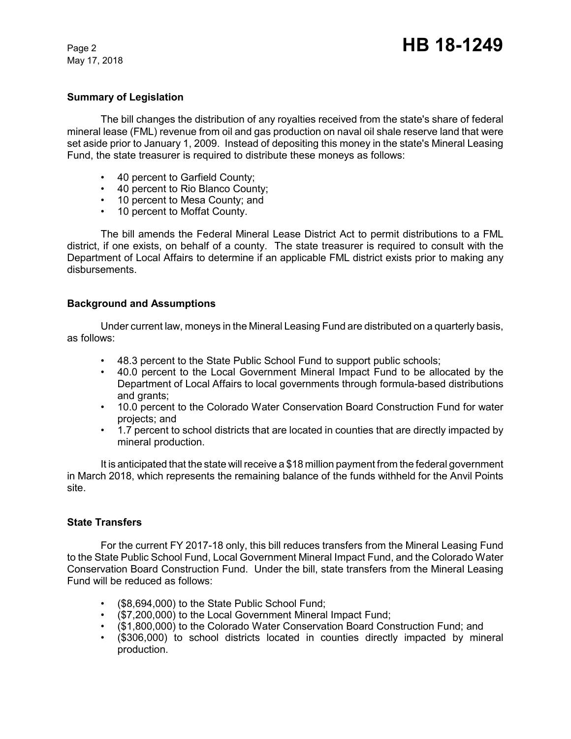## Summary of Legislation

The bill changes the distribution of any royalties received from the state's share of federal mineral lease (FML) revenue from oil and gas production on naval oil shale reserve land that were set aside prior to January 1, 2009. Instead of depositing this money in the state's Mineral Leasing Fund, the state treasurer is required to distribute these moneys as follows:

- 40 percent to Garfield County;
- 40 percent to Rio Blanco County;
- 10 percent to Mesa County; and
- 10 percent to Moffat County.

The bill amends the Federal Mineral Lease District Act to permit distributions to a FML district, if one exists, on behalf of a county. The state treasurer is required to consult with the Department of Local Affairs to determine if an applicable FML district exists prior to making any disbursements.

## Background and Assumptions

Under current law, moneys in the Mineral Leasing Fund are distributed on a quarterly basis, as follows:

- 48.3 percent to the State Public School Fund to support public schools;
- 40.0 percent to the Local Government Mineral Impact Fund to be allocated by the Department of Local Affairs to local governments through formula-based distributions and grants;
- 10.0 percent to the Colorado Water Conservation Board Construction Fund for water projects; and
- 1.7 percent to school districts that are located in counties that are directly impacted by mineral production.

It is anticipated that the state will receive a $18 million payment from the federal government in March 2018, which represents the remaining balance of the funds withheld for the Anvil Points site.

## State Transfers

For the current FY 2017-18 only, this bill reduces transfers from the Mineral Leasing Fund to the State Public School Fund, Local Government Mineral Impact Fund, and the Colorado Water Conservation Board Construction Fund. Under the bill, state transfers from the Mineral Leasing Fund will be reduced as follows:

- ($8,694,000) to the State Public School Fund;
- ($7,200,000) to the Local Government Mineral Impact Fund;
- ($1,800,000) to the Colorado Water Conservation Board Construction Fund; and
- ($306,000) to school districts located in counties directly impacted by mineral production.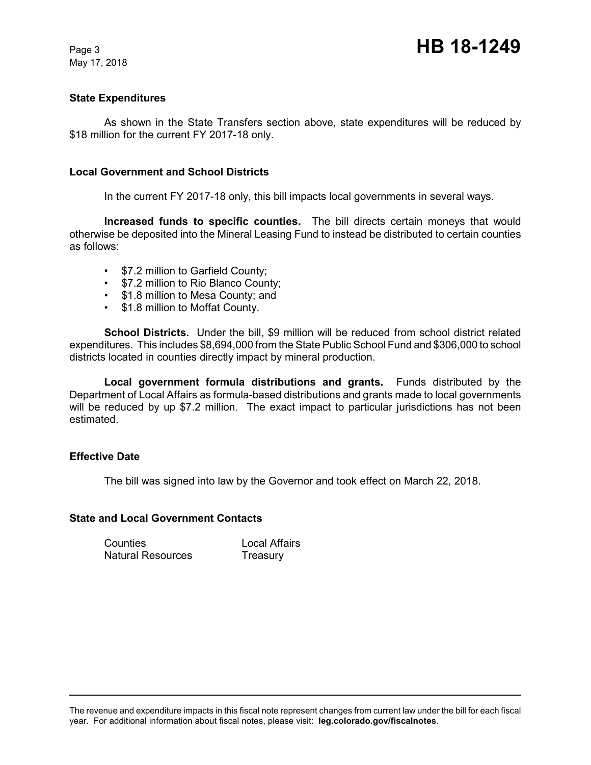## State Expenditures

As shown in the State Transfers section above, state expenditures will be reduced by $18 million for the current FY 2017-18 only.

## Local Government and School Districts

In the current FY 2017-18 only, this bill impacts local governments in several ways.

**Increased funds to specific counties.** The bill directs certain moneys that would otherwise be deposited into the Mineral Leasing Fund to instead be distributed to certain counties as follows:

- $7.2 million to Garfield County;
- $7.2 million to Rio Blanco County;
- $1.8 million to Mesa County; and
- $1.8 million to Moffat County.

**School Districts.** Under the bill, $9 million will be reduced from school district related expenditures. This includes $8,694,000 from the State Public School Fund and $306,000 to school districts located in counties directly impact by mineral production.

**Local government formula distributions and grants.** Funds distributed by the Department of Local Affairs as formula-based distributions and grants made to local governments will be reduced by up $7.2 million. The exact impact to particular jurisdictions has not been estimated.

## Effective Date

The bill was signed into law by the Governor and took effect on March 22, 2018.

## State and Local Government Contacts

| | |
|---|---|
| Counties | Local Affairs |
| Natural Resources | Treasury |

The revenue and expenditure impacts in this fiscal note represent changes from current law under the bill for each fiscal year. For additional information about fiscal notes, please visit: **leg.colorado.gov/fiscalnotes**.